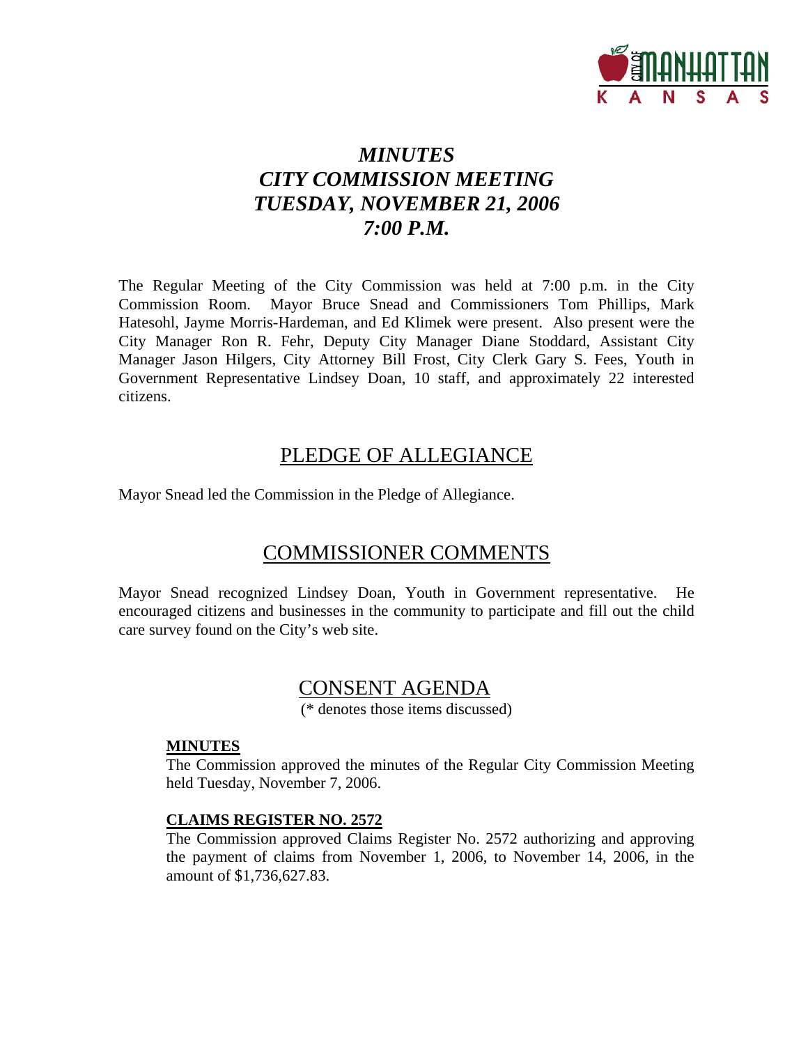# *MINUTES*
# *CITY COMMISSION MEETING*
# *TUESDAY, NOVEMBER 21, 2006*
# *7:00 P.M.*

The Regular Meeting of the City Commission was held at 7:00 p.m. in the City Commission Room. Mayor Bruce Snead and Commissioners Tom Phillips, Mark Hatesohl, Jayme Morris-Hardeman, and Ed Klimek were present. Also present were the City Manager Ron R. Fehr, Deputy City Manager Diane Stoddard, Assistant City Manager Jason Hilgers, City Attorney Bill Frost, City Clerk Gary S. Fees, Youth in Government Representative Lindsey Doan, 10 staff, and approximately 22 interested citizens.

## PLEDGE OF ALLEGIANCE

Mayor Snead led the Commission in the Pledge of Allegiance.

## COMMISSIONER COMMENTS

Mayor Snead recognized Lindsey Doan, Youth in Government representative. He encouraged citizens and businesses in the community to participate and fill out the child care survey found on the City's web site.

## CONSENT AGENDA

(* denotes those items discussed)

**MINUTES**

The Commission approved the minutes of the Regular City Commission Meeting held Tuesday, November 7, 2006.

**CLAIMS REGISTER NO. 2572**

The Commission approved Claims Register No. 2572 authorizing and approving the payment of claims from November 1, 2006, to November 14, 2006, in the amount of $1,736,627.83.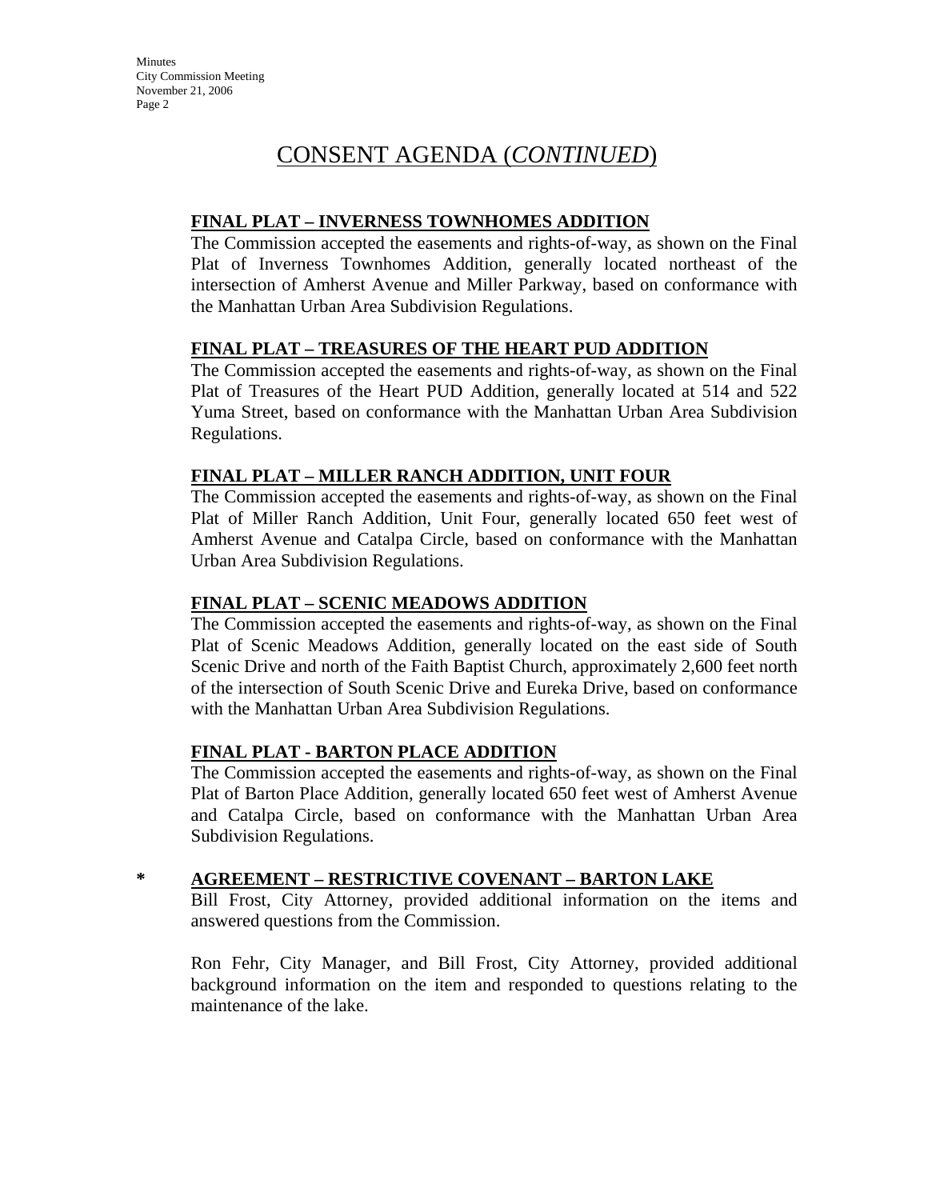# CONSENT AGENDA (*CONTINUED*)

**FINAL PLAT – INVERNESS TOWNHOMES ADDITION**

The Commission accepted the easements and rights-of-way, as shown on the Final Plat of Inverness Townhomes Addition, generally located northeast of the intersection of Amherst Avenue and Miller Parkway, based on conformance with the Manhattan Urban Area Subdivision Regulations.

**FINAL PLAT – TREASURES OF THE HEART PUD ADDITION**

The Commission accepted the easements and rights-of-way, as shown on the Final Plat of Treasures of the Heart PUD Addition, generally located at 514 and 522 Yuma Street, based on conformance with the Manhattan Urban Area Subdivision Regulations.

**FINAL PLAT – MILLER RANCH ADDITION, UNIT FOUR**

The Commission accepted the easements and rights-of-way, as shown on the Final Plat of Miller Ranch Addition, Unit Four, generally located 650 feet west of Amherst Avenue and Catalpa Circle, based on conformance with the Manhattan Urban Area Subdivision Regulations.

**FINAL PLAT – SCENIC MEADOWS ADDITION**

The Commission accepted the easements and rights-of-way, as shown on the Final Plat of Scenic Meadows Addition, generally located on the east side of South Scenic Drive and north of the Faith Baptist Church, approximately 2,600 feet north of the intersection of South Scenic Drive and Eureka Drive, based on conformance with the Manhattan Urban Area Subdivision Regulations.

**FINAL PLAT - BARTON PLACE ADDITION**

The Commission accepted the easements and rights-of-way, as shown on the Final Plat of Barton Place Addition, generally located 650 feet west of Amherst Avenue and Catalpa Circle, based on conformance with the Manhattan Urban Area Subdivision Regulations.

**\* AGREEMENT – RESTRICTIVE COVENANT – BARTON LAKE**

Bill Frost, City Attorney, provided additional information on the items and answered questions from the Commission.

Ron Fehr, City Manager, and Bill Frost, City Attorney, provided additional background information on the item and responded to questions relating to the maintenance of the lake.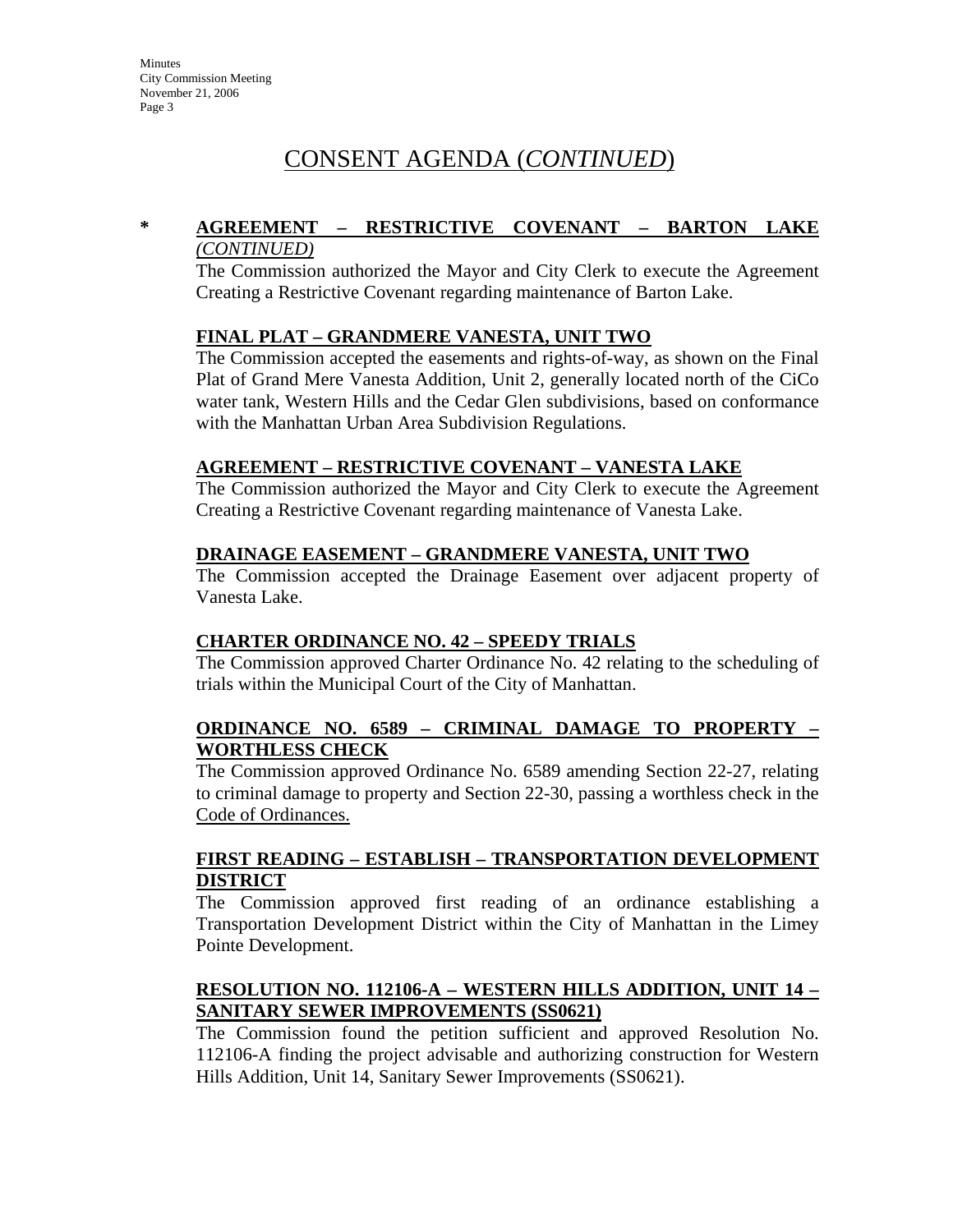# CONSENT AGENDA (*CONTINUED*)

**\*** **AGREEMENT – RESTRICTIVE COVENANT – BARTON LAKE** ***(CONTINUED)***

The Commission authorized the Mayor and City Clerk to execute the Agreement Creating a Restrictive Covenant regarding maintenance of Barton Lake.

**FINAL PLAT – GRANDMERE VANESTA, UNIT TWO**

The Commission accepted the easements and rights-of-way, as shown on the Final Plat of Grand Mere Vanesta Addition, Unit 2, generally located north of the CiCo water tank, Western Hills and the Cedar Glen subdivisions, based on conformance with the Manhattan Urban Area Subdivision Regulations.

**AGREEMENT – RESTRICTIVE COVENANT – VANESTA LAKE**

The Commission authorized the Mayor and City Clerk to execute the Agreement Creating a Restrictive Covenant regarding maintenance of Vanesta Lake.

**DRAINAGE EASEMENT – GRANDMERE VANESTA, UNIT TWO**

The Commission accepted the Drainage Easement over adjacent property of Vanesta Lake.

**CHARTER ORDINANCE NO. 42 – SPEEDY TRIALS**

The Commission approved Charter Ordinance No. 42 relating to the scheduling of trials within the Municipal Court of the City of Manhattan.

**ORDINANCE NO. 6589 – CRIMINAL DAMAGE TO PROPERTY – WORTHLESS CHECK**

The Commission approved Ordinance No. 6589 amending Section 22-27, relating to criminal damage to property and Section 22-30, passing a worthless check in the Code of Ordinances.

**FIRST READING – ESTABLISH – TRANSPORTATION DEVELOPMENT DISTRICT**

The Commission approved first reading of an ordinance establishing a Transportation Development District within the City of Manhattan in the Limey Pointe Development.

**RESOLUTION NO. 112106-A – WESTERN HILLS ADDITION, UNIT 14 – SANITARY SEWER IMPROVEMENTS (SS0621)**

The Commission found the petition sufficient and approved Resolution No. 112106-A finding the project advisable and authorizing construction for Western Hills Addition, Unit 14, Sanitary Sewer Improvements (SS0621).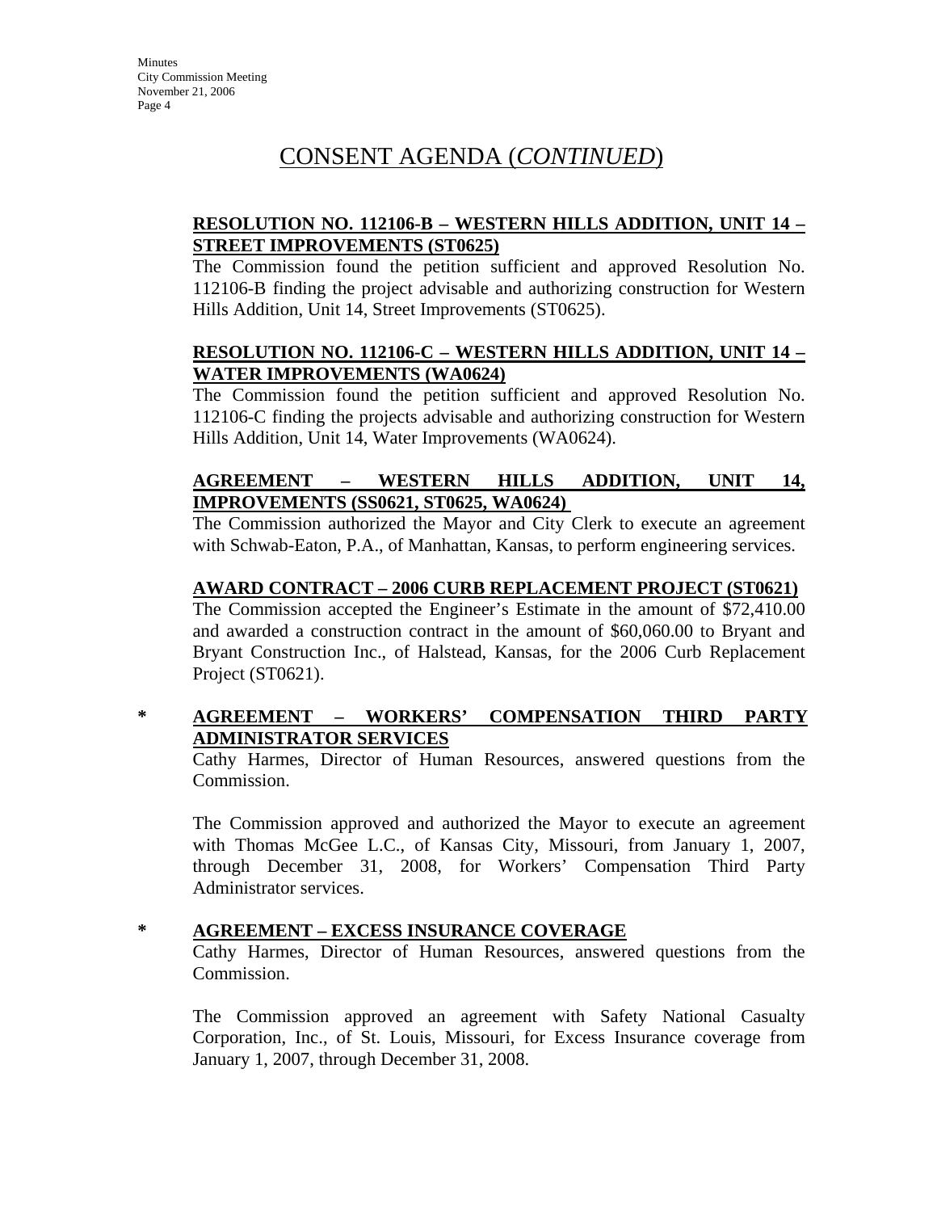# CONSENT AGENDA (*CONTINUED*)

**RESOLUTION NO. 112106-B – WESTERN HILLS ADDITION, UNIT 14 – STREET IMPROVEMENTS (ST0625)**

The Commission found the petition sufficient and approved Resolution No. 112106-B finding the project advisable and authorizing construction for Western Hills Addition, Unit 14, Street Improvements (ST0625).

**RESOLUTION NO. 112106-C – WESTERN HILLS ADDITION, UNIT 14 – WATER IMPROVEMENTS (WA0624)**

The Commission found the petition sufficient and approved Resolution No. 112106-C finding the projects advisable and authorizing construction for Western Hills Addition, Unit 14, Water Improvements (WA0624).

**AGREEMENT – WESTERN HILLS ADDITION, UNIT 14, IMPROVEMENTS (SS0621, ST0625, WA0624)**

The Commission authorized the Mayor and City Clerk to execute an agreement with Schwab-Eaton, P.A., of Manhattan, Kansas, to perform engineering services.

**AWARD CONTRACT – 2006 CURB REPLACEMENT PROJECT (ST0621)**

The Commission accepted the Engineer's Estimate in the amount of $72,410.00 and awarded a construction contract in the amount of $60,060.00 to Bryant and Bryant Construction Inc., of Halstead, Kansas, for the 2006 Curb Replacement Project (ST0621).

\* **AGREEMENT – WORKERS' COMPENSATION THIRD PARTY ADMINISTRATOR SERVICES**

Cathy Harmes, Director of Human Resources, answered questions from the Commission.

The Commission approved and authorized the Mayor to execute an agreement with Thomas McGee L.C., of Kansas City, Missouri, from January 1, 2007, through December 31, 2008, for Workers' Compensation Third Party Administrator services.

\* **AGREEMENT – EXCESS INSURANCE COVERAGE**

Cathy Harmes, Director of Human Resources, answered questions from the Commission.

The Commission approved an agreement with Safety National Casualty Corporation, Inc., of St. Louis, Missouri, for Excess Insurance coverage from January 1, 2007, through December 31, 2008.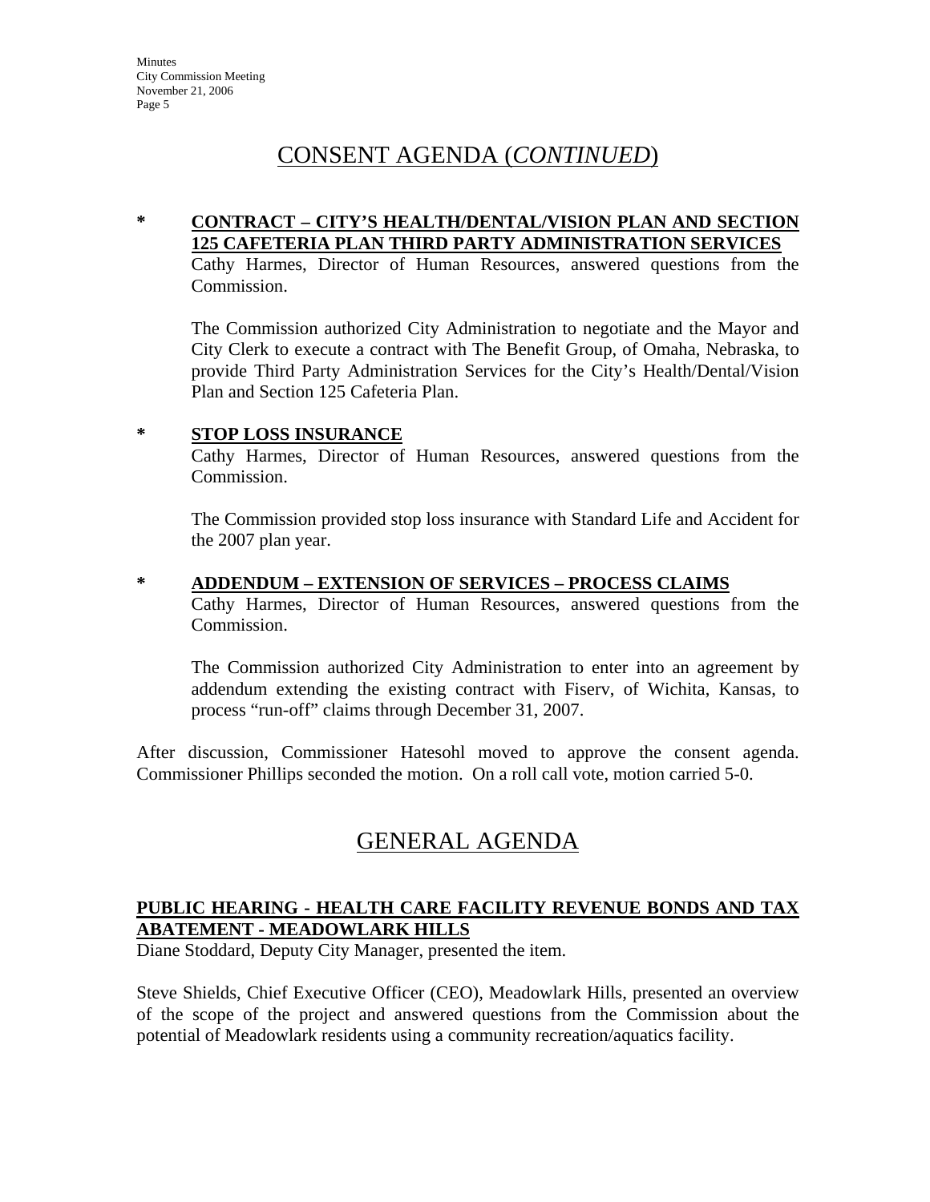## CONSENT AGENDA (*CONTINUED*)

**\* CONTRACT – CITY'S HEALTH/DENTAL/VISION PLAN AND SECTION 125 CAFETERIA PLAN THIRD PARTY ADMINISTRATION SERVICES**

Cathy Harmes, Director of Human Resources, answered questions from the Commission.

The Commission authorized City Administration to negotiate and the Mayor and City Clerk to execute a contract with The Benefit Group, of Omaha, Nebraska, to provide Third Party Administration Services for the City's Health/Dental/Vision Plan and Section 125 Cafeteria Plan.

**\* STOP LOSS INSURANCE**

Cathy Harmes, Director of Human Resources, answered questions from the Commission.

The Commission provided stop loss insurance with Standard Life and Accident for the 2007 plan year.

**\* ADDENDUM – EXTENSION OF SERVICES – PROCESS CLAIMS**

Cathy Harmes, Director of Human Resources, answered questions from the Commission.

The Commission authorized City Administration to enter into an agreement by addendum extending the existing contract with Fiserv, of Wichita, Kansas, to process "run-off" claims through December 31, 2007.

After discussion, Commissioner Hatesohl moved to approve the consent agenda. Commissioner Phillips seconded the motion. On a roll call vote, motion carried 5-0.

## GENERAL AGENDA

**PUBLIC HEARING - HEALTH CARE FACILITY REVENUE BONDS AND TAX ABATEMENT - MEADOWLARK HILLS**

Diane Stoddard, Deputy City Manager, presented the item.

Steve Shields, Chief Executive Officer (CEO), Meadowlark Hills, presented an overview of the scope of the project and answered questions from the Commission about the potential of Meadowlark residents using a community recreation/aquatics facility.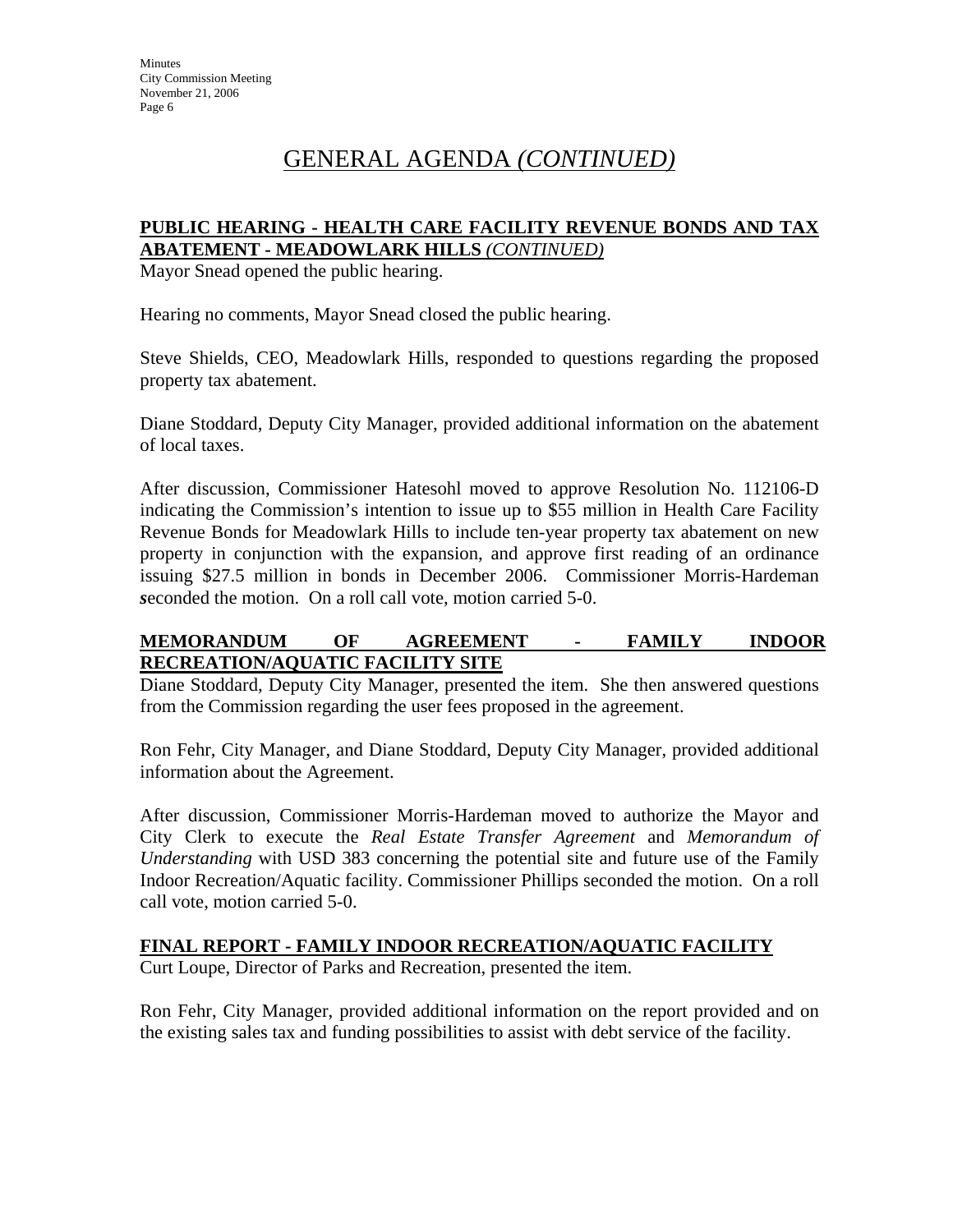# GENERAL AGENDA *(CONTINUED)*

**PUBLIC HEARING - HEALTH CARE FACILITY REVENUE BONDS AND TAX ABATEMENT - MEADOWLARK HILLS** ***(CONTINUED)***

Mayor Snead opened the public hearing.

Hearing no comments, Mayor Snead closed the public hearing.

Steve Shields, CEO, Meadowlark Hills, responded to questions regarding the proposed property tax abatement.

Diane Stoddard, Deputy City Manager, provided additional information on the abatement of local taxes.

After discussion, Commissioner Hatesohl moved to approve Resolution No. 112106-D indicating the Commission's intention to issue up to $55 million in Health Care Facility Revenue Bonds for Meadowlark Hills to include ten-year property tax abatement on new property in conjunction with the expansion, and approve first reading of an ordinance issuing $27.5 million in bonds in December 2006. Commissioner Morris-Hardeman seconded the motion. On a roll call vote, motion carried 5-0.

**MEMORANDUM OF AGREEMENT - FAMILY INDOOR RECREATION/AQUATIC FACILITY SITE**

Diane Stoddard, Deputy City Manager, presented the item. She then answered questions from the Commission regarding the user fees proposed in the agreement.

Ron Fehr, City Manager, and Diane Stoddard, Deputy City Manager, provided additional information about the Agreement.

After discussion, Commissioner Morris-Hardeman moved to authorize the Mayor and City Clerk to execute the *Real Estate Transfer Agreement* and *Memorandum of Understanding* with USD 383 concerning the potential site and future use of the Family Indoor Recreation/Aquatic facility. Commissioner Phillips seconded the motion. On a roll call vote, motion carried 5-0.

**FINAL REPORT - FAMILY INDOOR RECREATION/AQUATIC FACILITY**

Curt Loupe, Director of Parks and Recreation, presented the item.

Ron Fehr, City Manager, provided additional information on the report provided and on the existing sales tax and funding possibilities to assist with debt service of the facility.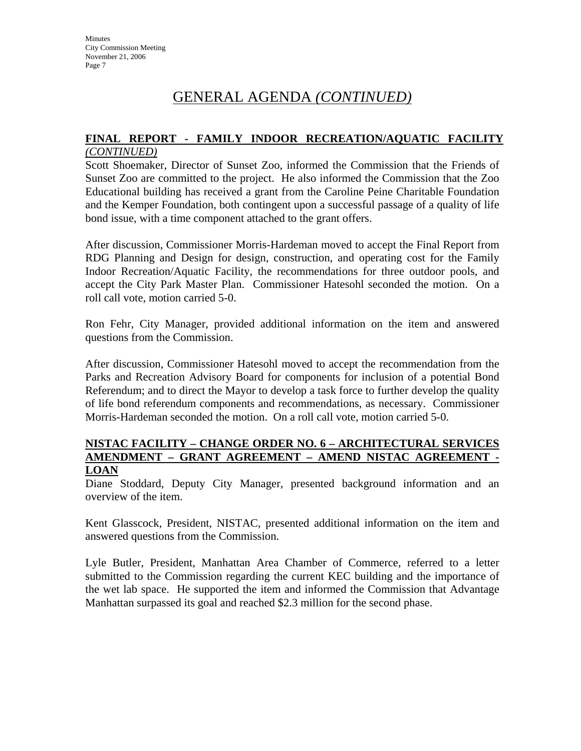# GENERAL AGENDA *(CONTINUED)*

## FINAL REPORT - FAMILY INDOOR RECREATION/AQUATIC FACILITY *(CONTINUED)*

Scott Shoemaker, Director of Sunset Zoo, informed the Commission that the Friends of Sunset Zoo are committed to the project. He also informed the Commission that the Zoo Educational building has received a grant from the Caroline Peine Charitable Foundation and the Kemper Foundation, both contingent upon a successful passage of a quality of life bond issue, with a time component attached to the grant offers.

After discussion, Commissioner Morris-Hardeman moved to accept the Final Report from RDG Planning and Design for design, construction, and operating cost for the Family Indoor Recreation/Aquatic Facility, the recommendations for three outdoor pools, and accept the City Park Master Plan. Commissioner Hatesohl seconded the motion. On a roll call vote, motion carried 5-0.

Ron Fehr, City Manager, provided additional information on the item and answered questions from the Commission.

After discussion, Commissioner Hatesohl moved to accept the recommendation from the Parks and Recreation Advisory Board for components for inclusion of a potential Bond Referendum; and to direct the Mayor to develop a task force to further develop the quality of life bond referendum components and recommendations, as necessary. Commissioner Morris-Hardeman seconded the motion. On a roll call vote, motion carried 5-0.

## NISTAC FACILITY – CHANGE ORDER NO. 6 – ARCHITECTURAL SERVICES AMENDMENT – GRANT AGREEMENT – AMEND NISTAC AGREEMENT - LOAN

Diane Stoddard, Deputy City Manager, presented background information and an overview of the item.

Kent Glasscock, President, NISTAC, presented additional information on the item and answered questions from the Commission.

Lyle Butler, President, Manhattan Area Chamber of Commerce, referred to a letter submitted to the Commission regarding the current KEC building and the importance of the wet lab space. He supported the item and informed the Commission that Advantage Manhattan surpassed its goal and reached $2.3 million for the second phase.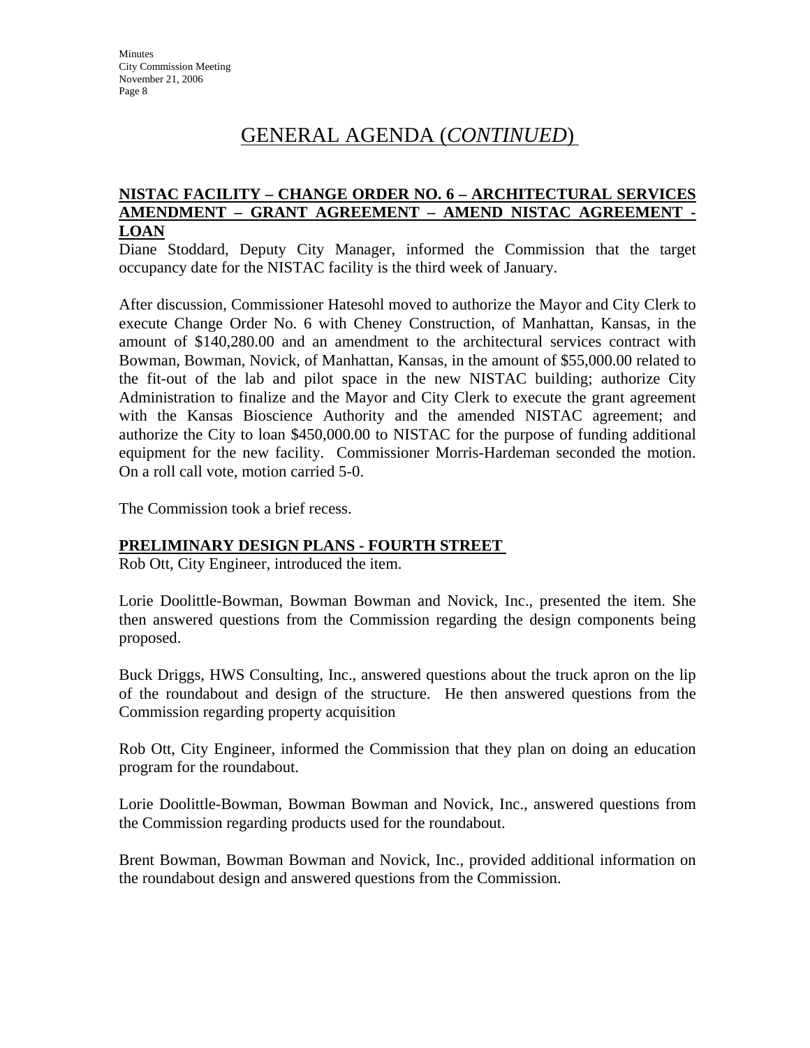# GENERAL AGENDA (*CONTINUED*)

**NISTAC FACILITY – CHANGE ORDER NO. 6 – ARCHITECTURAL SERVICES AMENDMENT – GRANT AGREEMENT – AMEND NISTAC AGREEMENT - LOAN**

Diane Stoddard, Deputy City Manager, informed the Commission that the target occupancy date for the NISTAC facility is the third week of January.

After discussion, Commissioner Hatesohl moved to authorize the Mayor and City Clerk to execute Change Order No. 6 with Cheney Construction, of Manhattan, Kansas, in the amount of $140,280.00 and an amendment to the architectural services contract with Bowman, Bowman, Novick, of Manhattan, Kansas, in the amount of $55,000.00 related to the fit-out of the lab and pilot space in the new NISTAC building; authorize City Administration to finalize and the Mayor and City Clerk to execute the grant agreement with the Kansas Bioscience Authority and the amended NISTAC agreement; and authorize the City to loan $450,000.00 to NISTAC for the purpose of funding additional equipment for the new facility. Commissioner Morris-Hardeman seconded the motion. On a roll call vote, motion carried 5-0.

The Commission took a brief recess.

**PRELIMINARY DESIGN PLANS - FOURTH STREET**

Rob Ott, City Engineer, introduced the item.

Lorie Doolittle-Bowman, Bowman Bowman and Novick, Inc., presented the item. She then answered questions from the Commission regarding the design components being proposed.

Buck Driggs, HWS Consulting, Inc., answered questions about the truck apron on the lip of the roundabout and design of the structure. He then answered questions from the Commission regarding property acquisition

Rob Ott, City Engineer, informed the Commission that they plan on doing an education program for the roundabout.

Lorie Doolittle-Bowman, Bowman Bowman and Novick, Inc., answered questions from the Commission regarding products used for the roundabout.

Brent Bowman, Bowman Bowman and Novick, Inc., provided additional information on the roundabout design and answered questions from the Commission.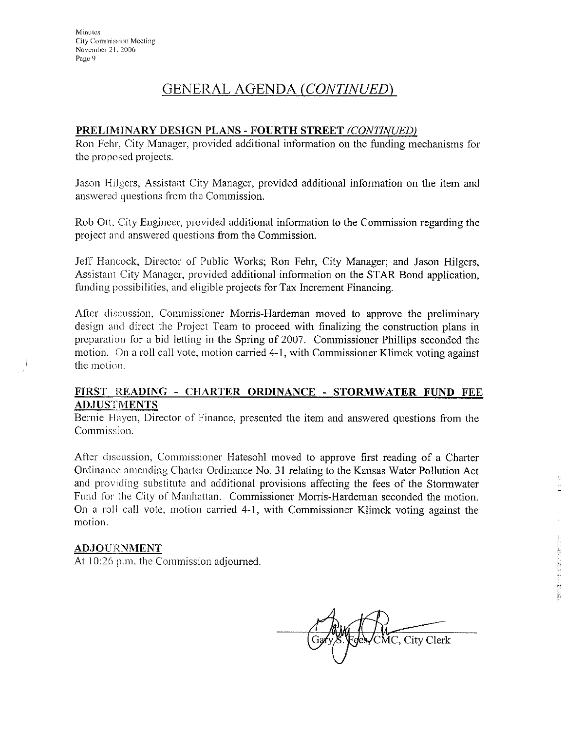# GENERAL AGENDA *(CONTINUED)*

**PRELIMINARY DESIGN PLANS - FOURTH STREET** ***(CONTINUED)***

Ron Fehr, City Manager, provided additional information on the funding mechanisms for the proposed projects.

Jason Hilgers, Assistant City Manager, provided additional information on the item and answered questions from the Commission.

Rob Ott, City Engineer, provided additional information to the Commission regarding the project and answered questions from the Commission.

Jeff Hancock, Director of Public Works; Ron Fehr, City Manager; and Jason Hilgers, Assistant City Manager, provided additional information on the STAR Bond application, funding possibilities, and eligible projects for Tax Increment Financing.

After discussion, Commissioner Morris-Hardeman moved to approve the preliminary design and direct the Project Team to proceed with finalizing the construction plans in preparation for a bid letting in the Spring of 2007. Commissioner Phillips seconded the motion. On a roll call vote, motion carried 4-1, with Commissioner Klimek voting against the motion.

**FIRST READING - CHARTER ORDINANCE - STORMWATER FUND FEE ADJUSTMENTS**

Bernie Hayen, Director of Finance, presented the item and answered questions from the Commission.

After discussion, Commissioner Hatesohl moved to approve first reading of a Charter Ordinance amending Charter Ordinance No. 31 relating to the Kansas Water Pollution Act and providing substitute and additional provisions affecting the fees of the Stormwater Fund for the City of Manhattan. Commissioner Morris-Hardeman seconded the motion. On a roll call vote, motion carried 4-1, with Commissioner Klimek voting against the motion.

**ADJOURNMENT**

At 10:26 p.m. the Commission adjourned.

Gary S. Fees, CMC, City Clerk